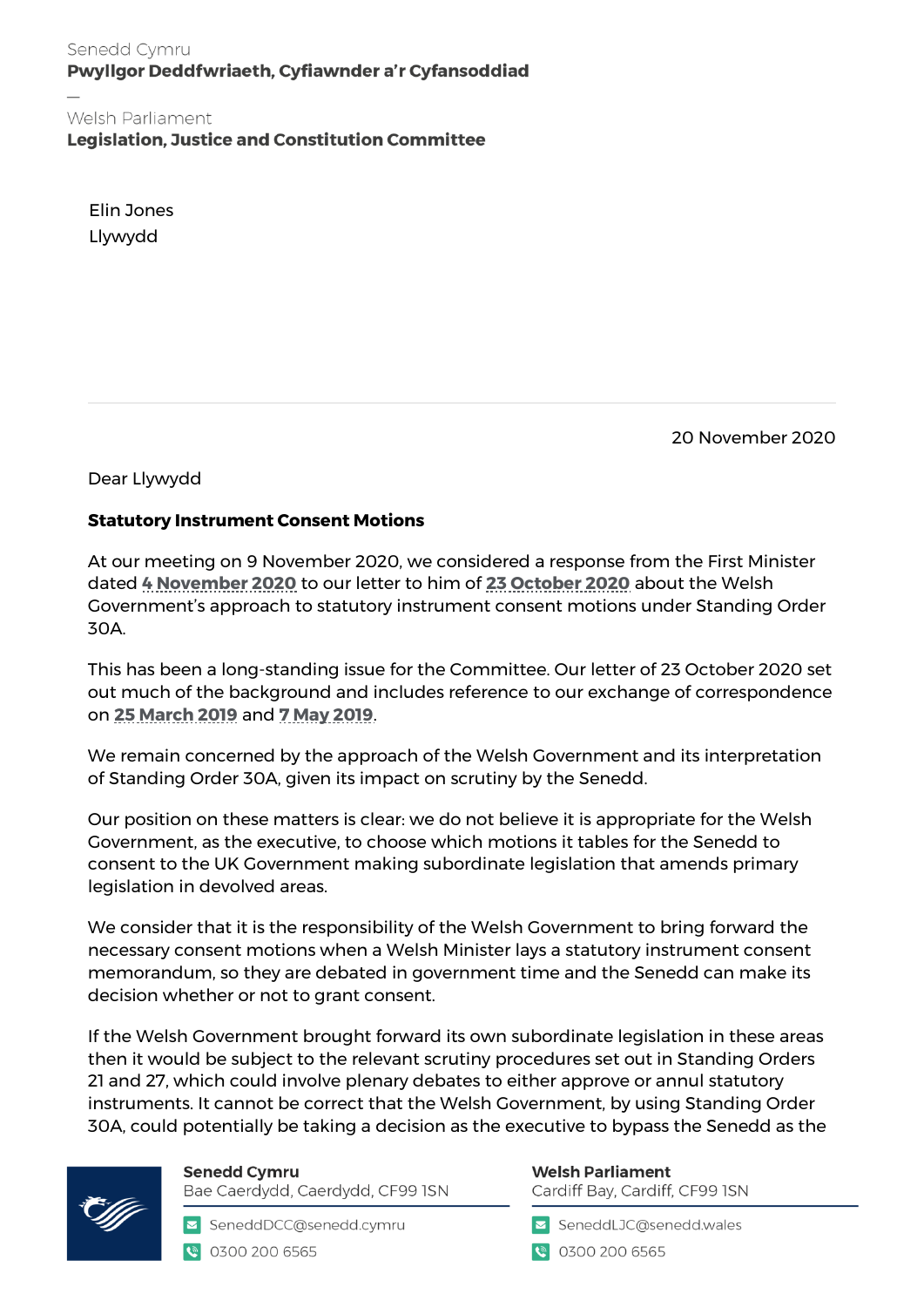Senedd Cymru
**Pwyllgor Deddfwriaeth, Cyfiawnder a'r Cyfansoddiad**

—

Welsh Parliament
**Legislation, Justice and Constitution Committee**

Elin Jones
Llywydd

20 November 2020

Dear Llywydd

**Statutory Instrument Consent Motions**

At our meeting on 9 November 2020, we considered a response from the First Minister dated 4 November 2020 to our letter to him of 23 October 2020 about the Welsh Government's approach to statutory instrument consent motions under Standing Order 30A.

This has been a long-standing issue for the Committee. Our letter of 23 October 2020 set out much of the background and includes reference to our exchange of correspondence on 25 March 2019 and 7 May 2019.

We remain concerned by the approach of the Welsh Government and its interpretation of Standing Order 30A, given its impact on scrutiny by the Senedd.

Our position on these matters is clear: we do not believe it is appropriate for the Welsh Government, as the executive, to choose which motions it tables for the Senedd to consent to the UK Government making subordinate legislation that amends primary legislation in devolved areas.

We consider that it is the responsibility of the Welsh Government to bring forward the necessary consent motions when a Welsh Minister lays a statutory instrument consent memorandum, so they are debated in government time and the Senedd can make its decision whether or not to grant consent.

If the Welsh Government brought forward its own subordinate legislation in these areas then it would be subject to the relevant scrutiny procedures set out in Standing Orders 21 and 27, which could involve plenary debates to either approve or annul statutory instruments. It cannot be correct that the Welsh Government, by using Standing Order 30A, could potentially be taking a decision as the executive to bypass the Senedd as the

Senedd Cymru
Bae Caerdydd, Caerdydd, CF99 1SN
SeneddDCC@senedd.cymru
0300 200 6565

Welsh Parliament
Cardiff Bay, Cardiff, CF99 1SN
SeneddLJC@senedd.wales
0300 200 6565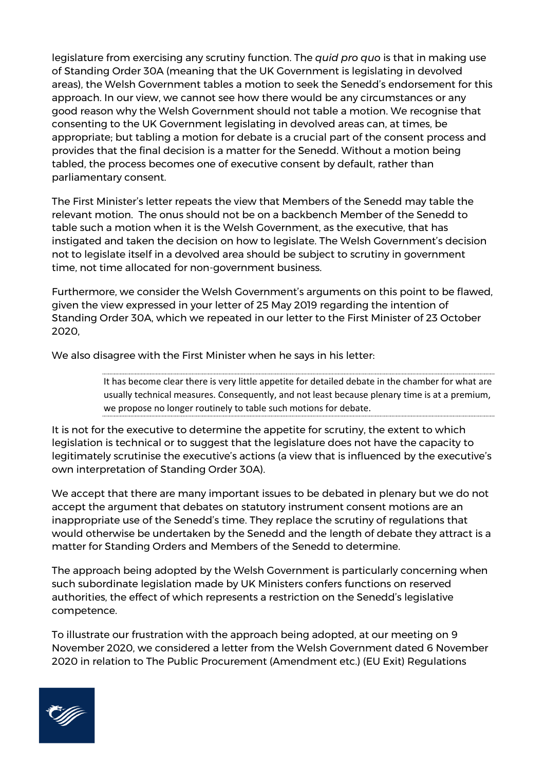legislature from exercising any scrutiny function. The *quid pro quo* is that in making use of Standing Order 30A (meaning that the UK Government is legislating in devolved areas), the Welsh Government tables a motion to seek the Senedd's endorsement for this approach. In our view, we cannot see how there would be any circumstances or any good reason why the Welsh Government should not table a motion. We recognise that consenting to the UK Government legislating in devolved areas can, at times, be appropriate; but tabling a motion for debate is a crucial part of the consent process and provides that the final decision is a matter for the Senedd. Without a motion being tabled, the process becomes one of executive consent by default, rather than parliamentary consent.

The First Minister's letter repeats the view that Members of the Senedd may table the relevant motion. The onus should not be on a backbench Member of the Senedd to table such a motion when it is the Welsh Government, as the executive, that has instigated and taken the decision on how to legislate. The Welsh Government's decision not to legislate itself in a devolved area should be subject to scrutiny in government time, not time allocated for non-government business.

Furthermore, we consider the Welsh Government's arguments on this point to be flawed, given the view expressed in your letter of 25 May 2019 regarding the intention of Standing Order 30A, which we repeated in our letter to the First Minister of 23 October 2020,

We also disagree with the First Minister when he says in his letter:

> It has become clear there is very little appetite for detailed debate in the chamber for what are usually technical measures. Consequently, and not least because plenary time is at a premium, we propose no longer routinely to table such motions for debate.

It is not for the executive to determine the appetite for scrutiny, the extent to which legislation is technical or to suggest that the legislature does not have the capacity to legitimately scrutinise the executive's actions (a view that is influenced by the executive's own interpretation of Standing Order 30A).

We accept that there are many important issues to be debated in plenary but we do not accept the argument that debates on statutory instrument consent motions are an inappropriate use of the Senedd's time. They replace the scrutiny of regulations that would otherwise be undertaken by the Senedd and the length of debate they attract is a matter for Standing Orders and Members of the Senedd to determine.

The approach being adopted by the Welsh Government is particularly concerning when such subordinate legislation made by UK Ministers confers functions on reserved authorities, the effect of which represents a restriction on the Senedd's legislative competence.

To illustrate our frustration with the approach being adopted, at our meeting on 9 November 2020, we considered a letter from the Welsh Government dated 6 November 2020 in relation to The Public Procurement (Amendment etc.) (EU Exit) Regulations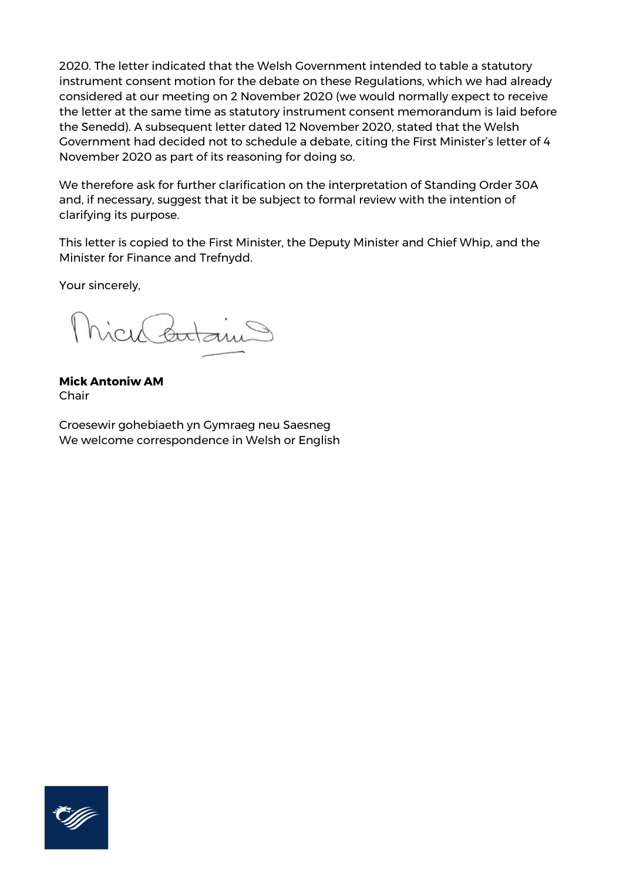2020. The letter indicated that the Welsh Government intended to table a statutory instrument consent motion for the debate on these Regulations, which we had already considered at our meeting on 2 November 2020 (we would normally expect to receive the letter at the same time as statutory instrument consent memorandum is laid before the Senedd). A subsequent letter dated 12 November 2020, stated that the Welsh Government had decided not to schedule a debate, citing the First Minister's letter of 4 November 2020 as part of its reasoning for doing so.

We therefore ask for further clarification on the interpretation of Standing Order 30A and, if necessary, suggest that it be subject to formal review with the intention of clarifying its purpose.

This letter is copied to the First Minister, the Deputy Minister and Chief Whip, and the Minister for Finance and Trefnydd.

Your sincerely,

**Mick Antoniw AM**
Chair

Croesewir gohebiaeth yn Gymraeg neu Saesneg
We welcome correspondence in Welsh or English